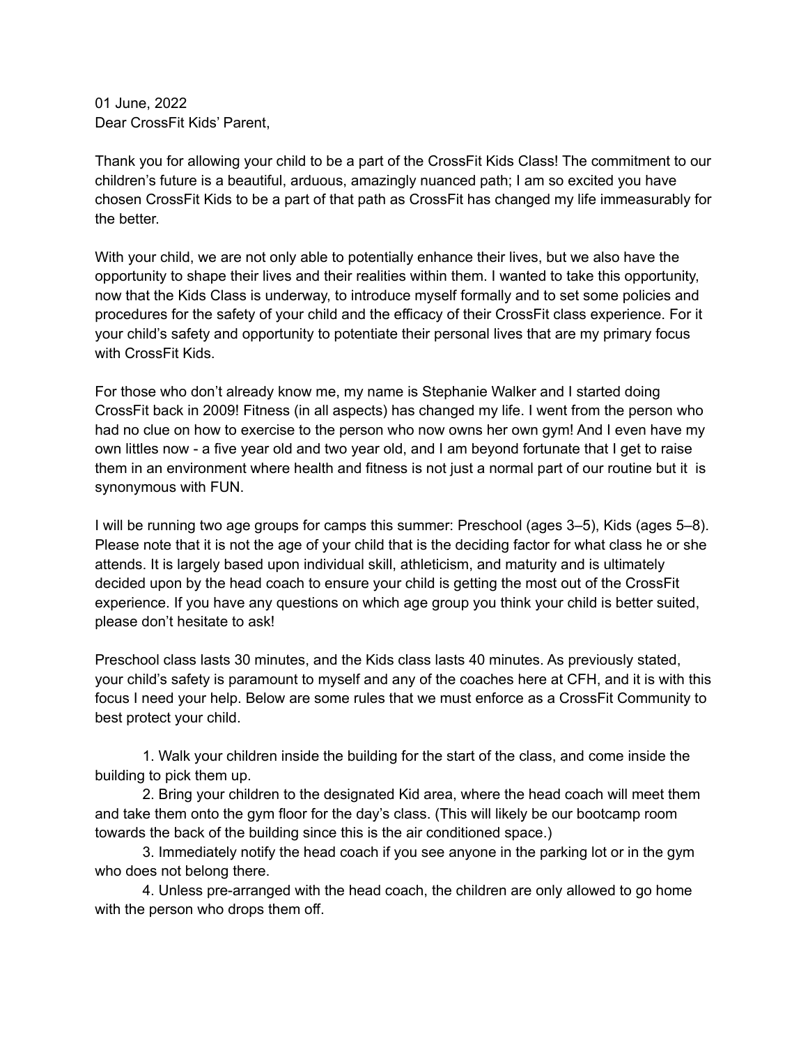01 June, 2022
Dear CrossFit Kids' Parent,

Thank you for allowing your child to be a part of the CrossFit Kids Class! The commitment to our children's future is a beautiful, arduous, amazingly nuanced path; I am so excited you have chosen CrossFit Kids to be a part of that path as CrossFit has changed my life immeasurably for the better.

With your child, we are not only able to potentially enhance their lives, but we also have the opportunity to shape their lives and their realities within them. I wanted to take this opportunity, now that the Kids Class is underway, to introduce myself formally and to set some policies and procedures for the safety of your child and the efficacy of their CrossFit class experience. For it your child's safety and opportunity to potentiate their personal lives that are my primary focus with CrossFit Kids.

For those who don't already know me, my name is Stephanie Walker and I started doing CrossFit back in 2009! Fitness (in all aspects) has changed my life. I went from the person who had no clue on how to exercise to the person who now owns her own gym! And I even have my own littles now - a five year old and two year old, and I am beyond fortunate that I get to raise them in an environment where health and fitness is not just a normal part of our routine but it is synonymous with FUN.

I will be running two age groups for camps this summer: Preschool (ages 3–5), Kids (ages 5–8). Please note that it is not the age of your child that is the deciding factor for what class he or she attends. It is largely based upon individual skill, athleticism, and maturity and is ultimately decided upon by the head coach to ensure your child is getting the most out of the CrossFit experience. If you have any questions on which age group you think your child is better suited, please don't hesitate to ask!

Preschool class lasts 30 minutes, and the Kids class lasts 40 minutes. As previously stated, your child's safety is paramount to myself and any of the coaches here at CFH, and it is with this focus I need your help. Below are some rules that we must enforce as a CrossFit Community to best protect your child.

1. Walk your children inside the building for the start of the class, and come inside the building to pick them up.
2. Bring your children to the designated Kid area, where the head coach will meet them and take them onto the gym floor for the day's class. (This will likely be our bootcamp room towards the back of the building since this is the air conditioned space.)
3. Immediately notify the head coach if you see anyone in the parking lot or in the gym who does not belong there.
4. Unless pre-arranged with the head coach, the children are only allowed to go home with the person who drops them off.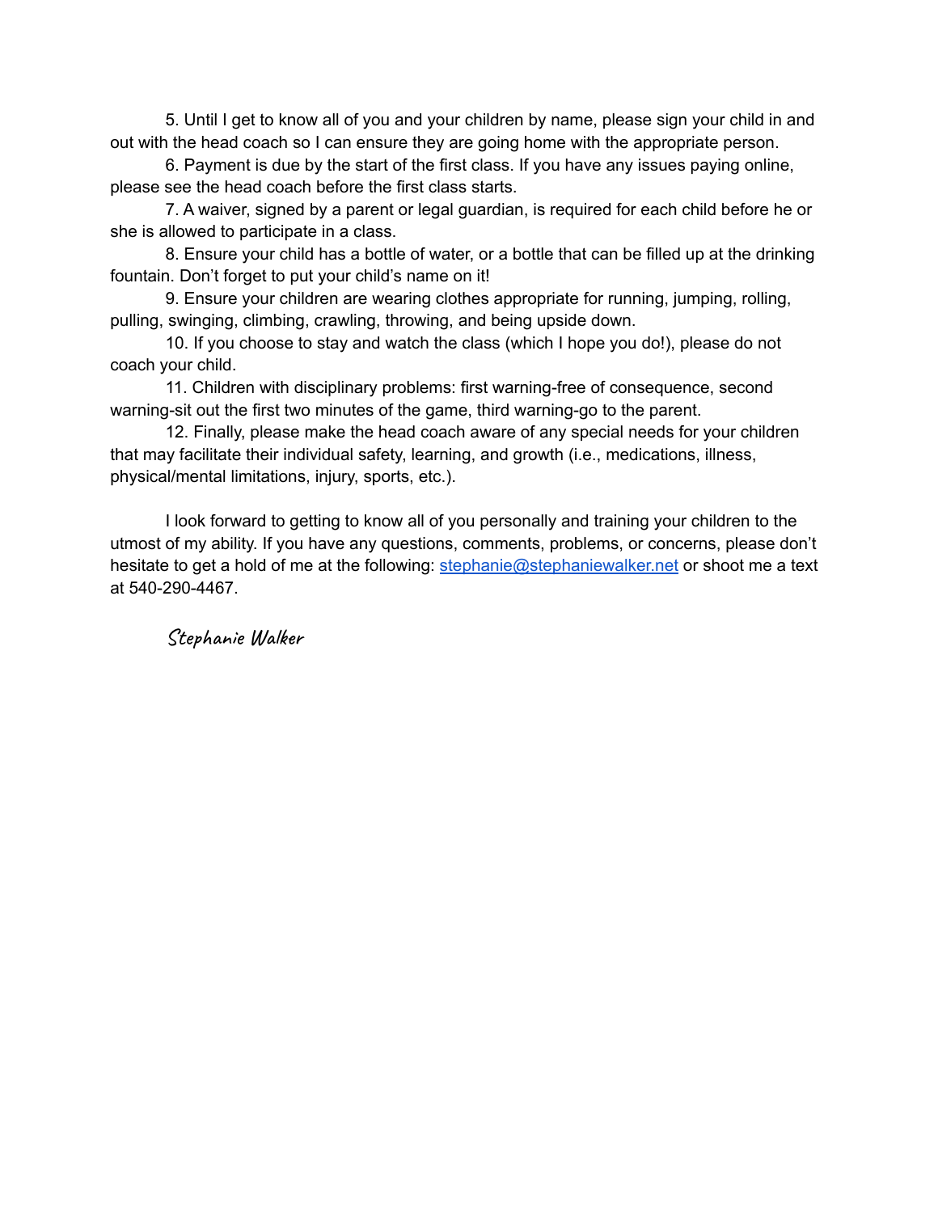5. Until I get to know all of you and your children by name, please sign your child in and out with the head coach so I can ensure they are going home with the appropriate person.

6. Payment is due by the start of the first class. If you have any issues paying online, please see the head coach before the first class starts.

7. A waiver, signed by a parent or legal guardian, is required for each child before he or she is allowed to participate in a class.

8. Ensure your child has a bottle of water, or a bottle that can be filled up at the drinking fountain. Don't forget to put your child's name on it!

9. Ensure your children are wearing clothes appropriate for running, jumping, rolling, pulling, swinging, climbing, crawling, throwing, and being upside down.

10. If you choose to stay and watch the class (which I hope you do!), please do not coach your child.

11. Children with disciplinary problems: first warning-free of consequence, second warning-sit out the first two minutes of the game, third warning-go to the parent.

12. Finally, please make the head coach aware of any special needs for your children that may facilitate their individual safety, learning, and growth (i.e., medications, illness, physical/mental limitations, injury, sports, etc.).

I look forward to getting to know all of you personally and training your children to the utmost of my ability. If you have any questions, comments, problems, or concerns, please don't hesitate to get a hold of me at the following: stephanie@stephaniewalker.net or shoot me a text at 540-290-4467.

*Stephanie Walker*